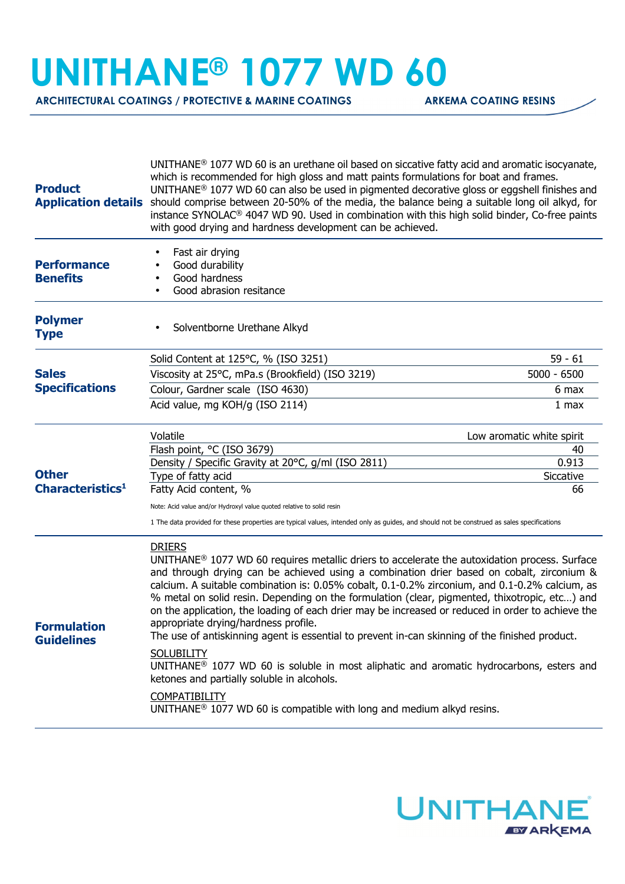# UNITHANE® 1077 WD 60

**ARCHITECTURAL COATINGS / PROTECTIVE & MARINE COATINGS** **ARKEMA COATING RESINS**

## Product Application details

UNITHANE® 1077 WD 60 is an urethane oil based on siccative fatty acid and aromatic isocyanate, which is recommended for high gloss and matt paints formulations for boat and frames. UNITHANE® 1077 WD 60 can also be used in pigmented decorative gloss or eggshell finishes and should comprise between 20-50% of the media, the balance being a suitable long oil alkyd, for instance SYNOLAC® 4047 WD 90. Used in combination with this high solid binder, Co-free paints with good drying and hardness development can be achieved.

## Performance Benefits

- Fast air drying
- Good durability
- Good hardness
- Good abrasion resitance

## Polymer Type

- Solventborne Urethane Alkyd

## Sales Specifications

| Property | Value |
|---|---|
| Solid Content at 125°C, % (ISO 3251) | 59 - 61 |
| Viscosity at 25°C, mPa.s (Brookfield) (ISO 3219) | 5000 - 6500 |
| Colour, Gardner scale (ISO 4630) | 6 max |
| Acid value, mg KOH/g (ISO 2114) | 1 max |

## Other Characteristics[1]

| Property | Value |
|---|---|
| Volatile | Low aromatic white spirit |
| Flash point, °C (ISO 3679) | 40 |
| Density / Specific Gravity at 20°C, g/ml (ISO 2811) | 0.913 |
| Type of fatty acid | Siccative |
| Fatty Acid content, % | 66 |

Note: Acid value and/or Hydroxyl value quoted relative to solid resin

1 The data provided for these properties are typical values, intended only as guides, and should not be construed as sales specifications

## Formulation Guidelines

DRIERS

UNITHANE® 1077 WD 60 requires metallic driers to accelerate the autoxidation process. Surface and through drying can be achieved using a combination drier based on cobalt, zirconium & calcium. A suitable combination is: 0.05% cobalt, 0.1-0.2% zirconium, and 0.1-0.2% calcium, as % metal on solid resin. Depending on the formulation (clear, pigmented, thixotropic, etc…) and on the application, the loading of each drier may be increased or reduced in order to achieve the appropriate drying/hardness profile.
The use of antiskinning agent is essential to prevent in-can skinning of the finished product.

SOLUBILITY

UNITHANE® 1077 WD 60 is soluble in most aliphatic and aromatic hydrocarbons, esters and ketones and partially soluble in alcohols.

COMPATIBILITY

UNITHANE® 1077 WD 60 is compatible with long and medium alkyd resins.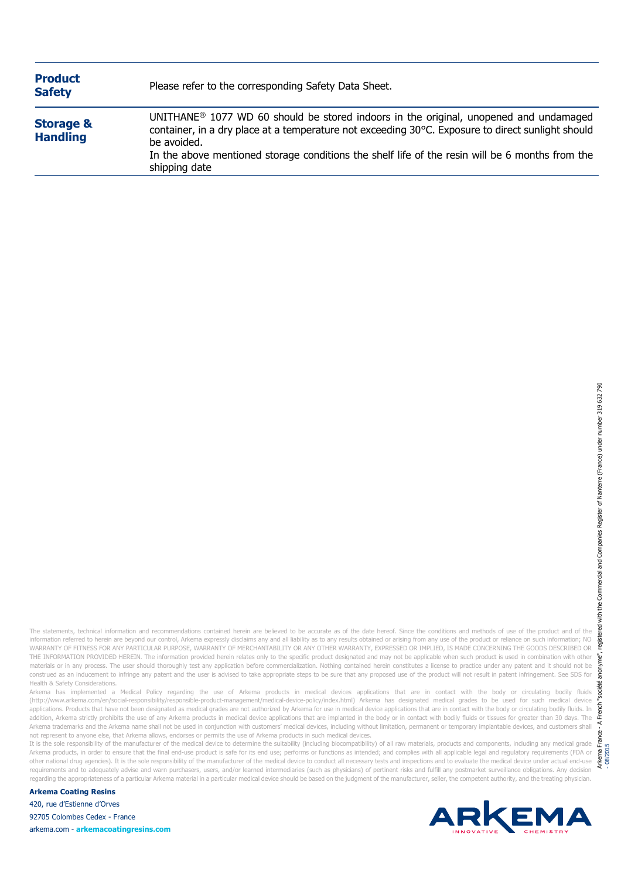| | |
|---|---|
| **Product Safety** | Please refer to the corresponding Safety Data Sheet. |
| **Storage & Handling** | UNITHANE® 1077 WD 60 should be stored indoors in the original, unopened and undamaged container, in a dry place at a temperature not exceeding 30°C. Exposure to direct sunlight should be avoided.<br>In the above mentioned storage conditions the shelf life of the resin will be 6 months from the shipping date |

The statements, technical information and recommendations contained herein are believed to be accurate as of the date hereof. Since the conditions and methods of use of the product and of the information referred to herein are beyond our control, Arkema expressly disclaims any and all liability as to any results obtained or arising from any use of the product or reliance on such information; NO WARRANTY OF FITNESS FOR ANY PARTICULAR PURPOSE, WARRANTY OF MERCHANTABILITY OR ANY OTHER WARRANTY, EXPRESSED OR IMPLIED, IS MADE CONCERNING THE GOODS DESCRIBED OR THE INFORMATION PROVIDED HEREIN. The information provided herein relates only to the specific product designated and may not be applicable when such product is used in combination with other materials or in any process. The user should thoroughly test any application before commercialization. Nothing contained herein constitutes a license to practice under any patent and it should not be construed as an inducement to infringe any patent and the user is advised to take appropriate steps to be sure that any proposed use of the product will not result in patent infringement. See SDS for Health & Safety Considerations.
Arkema has implemented a Medical Policy regarding the use of Arkema products in medical devices applications that are in contact with the body or circulating bodily fluids (http://www.arkema.com/en/social-responsibility/responsible-product-management/medical-device-policy/index.html) Arkema has designated medical grades to be used for such medical device applications. Products that have not been designated as medical grades are not authorized by Arkema for use in medical device applications that are in contact with the body or circulating bodily fluids. In addition, Arkema strictly prohibits the use of any Arkema products in medical device applications that are implanted in the body or in contact with bodily fluids or tissues for greater than 30 days. The Arkema trademarks and the Arkema name shall not be used in conjunction with customers' medical devices, including without limitation, permanent or temporary implantable devices, and customers shall not represent to anyone else, that Arkema allows, endorses or permits the use of Arkema products in such medical devices.
It is the sole responsibility of the manufacturer of the medical device to determine the suitability (including biocompatibility) of all raw materials, products and components, including any medical grade Arkema products, in order to ensure that the final end-use product is safe for its end use; performs or functions as intended; and complies with all applicable legal and regulatory requirements (FDA or other national drug agencies). It is the sole responsibility of the manufacturer of the medical device to conduct all necessary tests and inspections and to evaluate the medical device under actual end-use requirements and to adequately advise and warn purchasers, users, and/or learned intermediaries (such as physicians) of pertinent risks and fulfill any postmarket surveillance obligations. Any decision regarding the appropriateness of a particular Arkema material in a particular medical device should be based on the judgment of the manufacturer, seller, the competent authority, and the treating physician.

**Arkema Coating Resins**
420, rue d'Estienne d'Orves
92705 Colombes Cedex - France
arkema.com - **arkemacoatingresins.com**

ARKEMA
INNOVATIVE CHEMISTRY

Arkema France - A French "société anonyme", registered with the Commercial and Companies Register of Nanterre (France) under number 319 632 790 - 08/2015